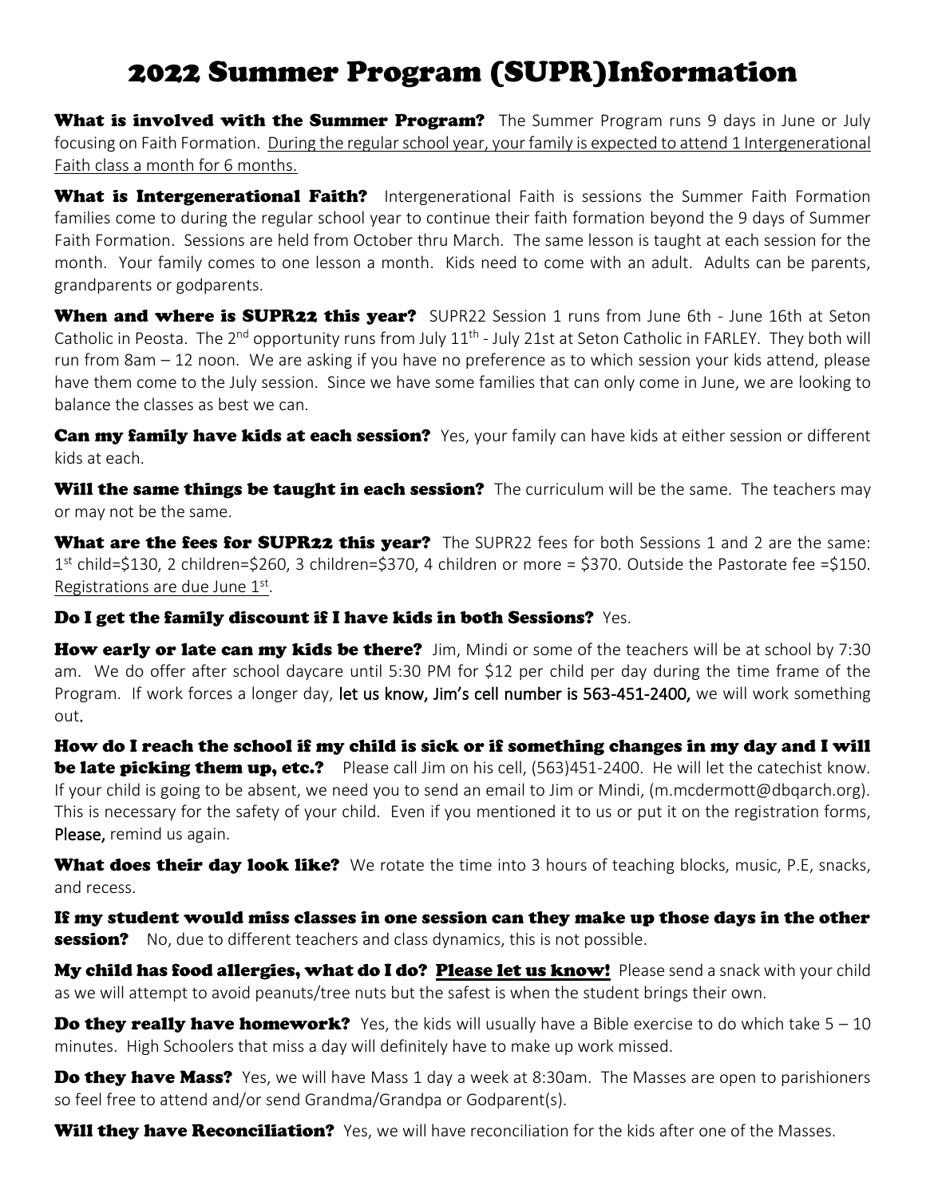# 2022 Summer Program (SUPR)Information

**What is involved with the Summer Program?** The Summer Program runs 9 days in June or July focusing on Faith Formation. During the regular school year, your family is expected to attend 1 Intergenerational Faith class a month for 6 months.

**What is Intergenerational Faith?** Intergenerational Faith is sessions the Summer Faith Formation families come to during the regular school year to continue their faith formation beyond the 9 days of Summer Faith Formation. Sessions are held from October thru March. The same lesson is taught at each session for the month. Your family comes to one lesson a month. Kids need to come with an adult. Adults can be parents, grandparents or godparents.

**When and where is SUPR22 this year?** SUPR22 Session 1 runs from June 6th - June 16th at Seton Catholic in Peosta. The 2nd opportunity runs from July 11th - July 21st at Seton Catholic in FARLEY. They both will run from 8am – 12 noon. We are asking if you have no preference as to which session your kids attend, please have them come to the July session. Since we have some families that can only come in June, we are looking to balance the classes as best we can.

**Can my family have kids at each session?** Yes, your family can have kids at either session or different kids at each.

**Will the same things be taught in each session?** The curriculum will be the same. The teachers may or may not be the same.

**What are the fees for SUPR22 this year?** The SUPR22 fees for both Sessions 1 and 2 are the same: 1st child=$130, 2 children=$260, 3 children=$370, 4 children or more = $370. Outside the Pastorate fee =$150. Registrations are due June 1st.

**Do I get the family discount if I have kids in both Sessions?** Yes.

**How early or late can my kids be there?** Jim, Mindi or some of the teachers will be at school by 7:30 am. We do offer after school daycare until 5:30 PM for $12 per child per day during the time frame of the Program. If work forces a longer day, let us know, Jim's cell number is 563-451-2400, we will work something out.

**How do I reach the school if my child is sick or if something changes in my day and I will be late picking them up, etc.?** Please call Jim on his cell, (563)451-2400. He will let the catechist know. If your child is going to be absent, we need you to send an email to Jim or Mindi, (m.mcdermott@dbqarch.org). This is necessary for the safety of your child. Even if you mentioned it to us or put it on the registration forms, Please, remind us again.

**What does their day look like?** We rotate the time into 3 hours of teaching blocks, music, P.E, snacks, and recess.

**If my student would miss classes in one session can they make up those days in the other session?** No, due to different teachers and class dynamics, this is not possible.

**My child has food allergies, what do I do? Please let us know!** Please send a snack with your child as we will attempt to avoid peanuts/tree nuts but the safest is when the student brings their own.

**Do they really have homework?** Yes, the kids will usually have a Bible exercise to do which take 5 – 10 minutes. High Schoolers that miss a day will definitely have to make up work missed.

**Do they have Mass?** Yes, we will have Mass 1 day a week at 8:30am. The Masses are open to parishioners so feel free to attend and/or send Grandma/Grandpa or Godparent(s).

**Will they have Reconciliation?** Yes, we will have reconciliation for the kids after one of the Masses.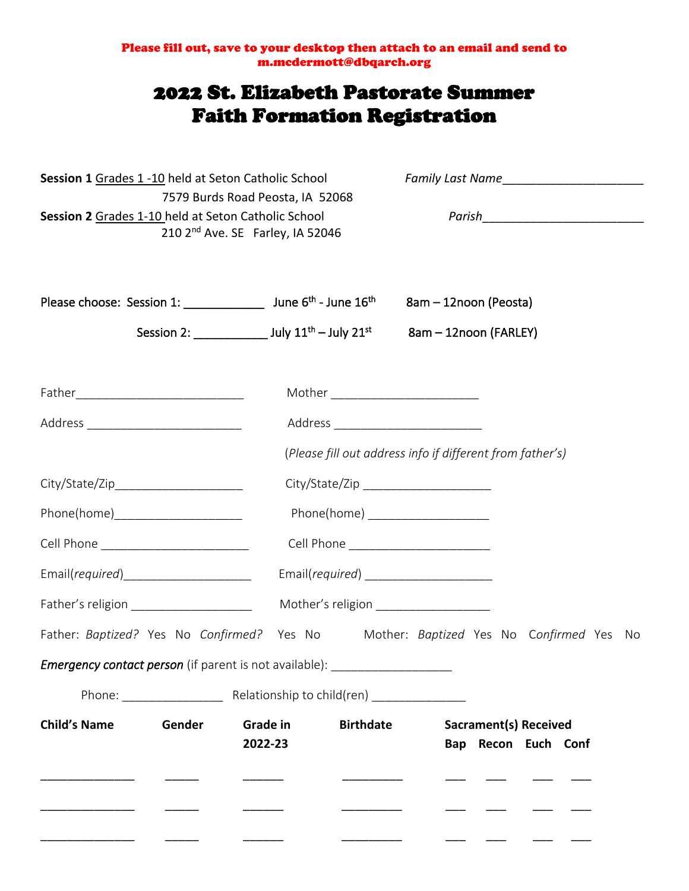**Please fill out, save to your desktop then attach to an email and send to m.mcdermott@dbqarch.org**

# 2022 St. Elizabeth Pastorate Summer Faith Formation Registration

**Session 1** Grades 1 -10 held at Seton Catholic School
7579 Burds Road Peosta, IA 52068

**Session 2** Grades 1-10 held at Seton Catholic School
210 2nd Ave. SE Farley, IA 52046

*Family Last Name*\_\_\_\_\_\_\_\_\_\_\_\_\_\_\_\_\_\_\_\_\_\_

*Parish*\_\_\_\_\_\_\_\_\_\_\_\_\_\_\_\_\_\_\_\_\_\_\_\_\_

Please choose: Session 1: \_\_\_\_\_\_\_\_\_\_\_\_ June 6th - June 16th 8am – 12noon (Peosta)

Session 2: \_\_\_\_\_\_\_\_\_\_\_ July 11th – July 21st 8am – 12noon (FARLEY)

Father\_\_\_\_\_\_\_\_\_\_\_\_\_\_\_\_\_\_\_\_\_\_\_\_\_\_ Mother \_\_\_\_\_\_\_\_\_\_\_\_\_\_\_\_\_\_\_\_\_\_\_

Address \_\_\_\_\_\_\_\_\_\_\_\_\_\_\_\_\_\_\_\_\_\_\_\_ Address \_\_\_\_\_\_\_\_\_\_\_\_\_\_\_\_\_\_\_\_\_\_\_

(*Please fill out address info if different from father's*)

City/State/Zip\_\_\_\_\_\_\_\_\_\_\_\_\_\_\_\_\_\_\_\_ City/State/Zip \_\_\_\_\_\_\_\_\_\_\_\_\_\_\_\_\_\_\_\_

Phone(home)\_\_\_\_\_\_\_\_\_\_\_\_\_\_\_\_\_\_\_\_ Phone(home) \_\_\_\_\_\_\_\_\_\_\_\_\_\_\_\_\_\_\_

Cell Phone \_\_\_\_\_\_\_\_\_\_\_\_\_\_\_\_\_\_\_\_\_\_\_ Cell Phone \_\_\_\_\_\_\_\_\_\_\_\_\_\_\_\_\_\_\_\_\_\_

Email(*required*)\_\_\_\_\_\_\_\_\_\_\_\_\_\_\_\_\_\_\_\_ Email(*required*) \_\_\_\_\_\_\_\_\_\_\_\_\_\_\_\_\_\_\_\_

Father's religion \_\_\_\_\_\_\_\_\_\_\_\_\_\_\_\_\_\_\_ Mother's religion \_\_\_\_\_\_\_\_\_\_\_\_\_\_\_\_\_\_

Father: *Baptized?* Yes No *Confirmed?* Yes No Mother: *Baptized* Yes No *Confirmed* Yes No

*Emergency contact person* (if parent is not available): \_\_\_\_\_\_\_\_\_\_\_\_\_\_\_\_\_\_\_

Phone: \_\_\_\_\_\_\_\_\_\_\_\_\_\_\_\_ Relationship to child(ren) \_\_\_\_\_\_\_\_\_\_\_\_\_\_\_

| Child's Name | Gender | Grade in 2022-23 | Birthdate | Sacrament(s) Received | | | |
|---|---|---|---|---|---|---|---|
| | | | | Bap | Recon | Euch | Conf |
| \_\_\_\_\_\_\_\_\_\_\_\_\_\_\_ | \_\_\_\_\_ | \_\_\_\_\_\_ | \_\_\_\_\_\_\_\_\_\_ | \_\_\_ | \_\_\_ | \_\_\_ | \_\_\_ |
| \_\_\_\_\_\_\_\_\_\_\_\_\_\_\_ | \_\_\_\_\_ | \_\_\_\_\_\_ | \_\_\_\_\_\_\_\_\_\_ | \_\_\_ | \_\_\_ | \_\_\_ | \_\_\_ |
| \_\_\_\_\_\_\_\_\_\_\_\_\_\_\_ | \_\_\_\_\_ | \_\_\_\_\_\_ | \_\_\_\_\_\_\_\_\_\_ | \_\_\_ | \_\_\_ | \_\_\_ | \_\_\_ |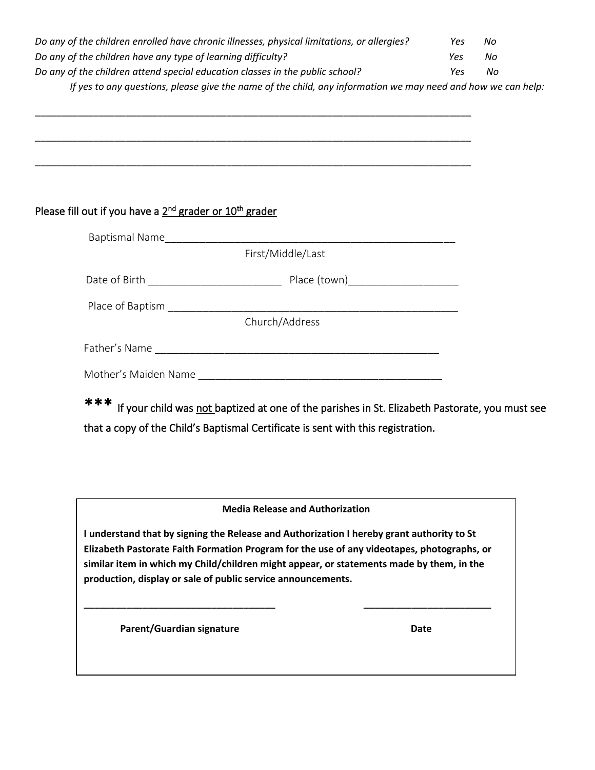*Do any of the children enrolled have chronic illnesses, physical limitations, or allergies?* *Yes* *No*

*Do any of the children have any type of learning difficulty?* *Yes* *No*

*Do any of the children attend special education classes in the public school?* *Yes* *No*

*If yes to any questions, please give the name of the child, any information we may need and how we can help:*

___________________________________________________________________________________

___________________________________________________________________________________

___________________________________________________________________________________

Please fill out if you have a <u>2nd grader or 10th grader</u>

Baptismal Name_____________________________________________________
First/Middle/Last

Date of Birth ________________________ Place (town)___________________

Place of Baptism ____________________________________________________
Church/Address

Father's Name ____________________________________________________

Mother's Maiden Name ____________________________________________

*** If your child was <u>not</u> baptized at one of the parishes in St. Elizabeth Pastorate, you must see that a copy of the Child's Baptismal Certificate is sent with this registration.

**Media Release and Authorization**

**I understand that by signing the Release and Authorization I hereby grant authority to St Elizabeth Pastorate Faith Formation Program for the use of any videotapes, photographs, or similar item in which my Child/children might appear, or statements made by them, in the production, display or sale of public service announcements.**

**____________________________________** **________________________**

**Parent/Guardian signature** **Date**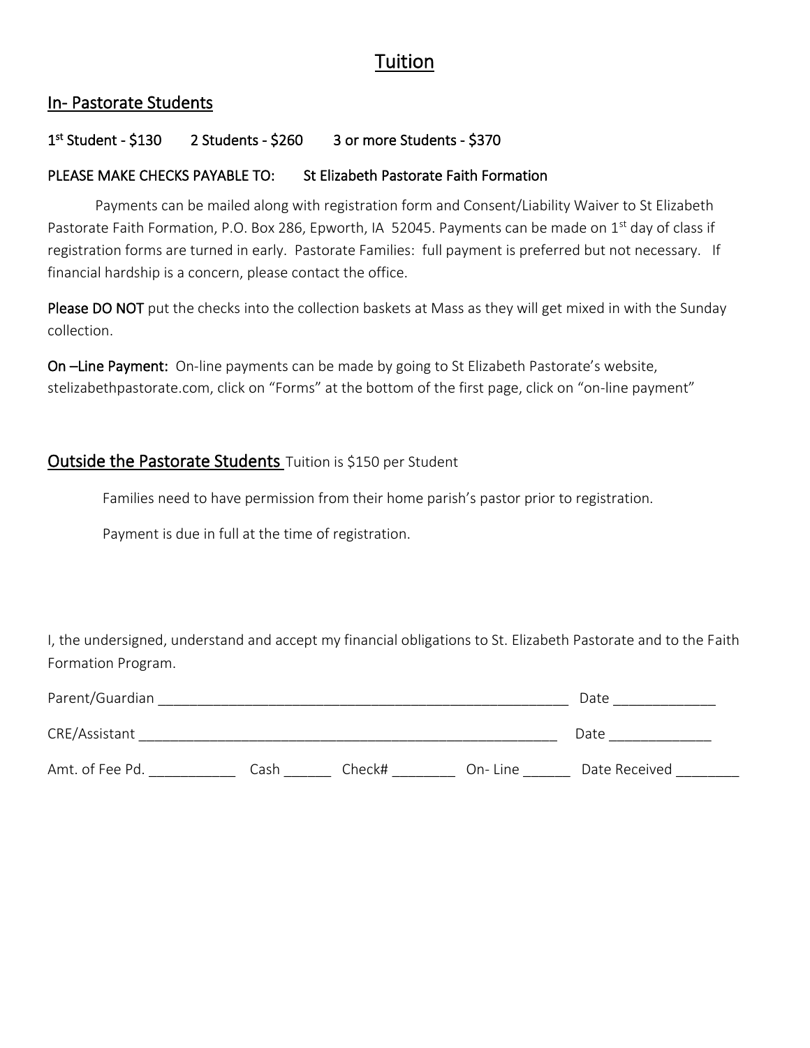# Tuition

## In- Pastorate Students

**1st Student - $130     2 Students - $260     3 or more Students - $370**

**PLEASE MAKE CHECKS PAYABLE TO:     St Elizabeth Pastorate Faith Formation**

Payments can be mailed along with registration form and Consent/Liability Waiver to St Elizabeth Pastorate Faith Formation, P.O. Box 286, Epworth, IA 52045. Payments can be made on 1st day of class if registration forms are turned in early. Pastorate Families: full payment is preferred but not necessary. If financial hardship is a concern, please contact the office.

**Please DO NOT** put the checks into the collection baskets at Mass as they will get mixed in with the Sunday collection.

**On –Line Payment:** On-line payments can be made by going to St Elizabeth Pastorate's website, stelizabethpastorate.com, click on "Forms" at the bottom of the first page, click on "on-line payment"

## Outside the Pastorate Students Tuition is $150 per Student

Families need to have permission from their home parish's pastor prior to registration.

Payment is due in full at the time of registration.

I, the undersigned, understand and accept my financial obligations to St. Elizabeth Pastorate and to the Faith Formation Program.

Parent/Guardian ______________________________________________ Date ____________

CRE/Assistant ______________________________________________ Date ____________

Amt. of Fee Pd. __________ Cash ______ Check# ________ On- Line ______ Date Received ________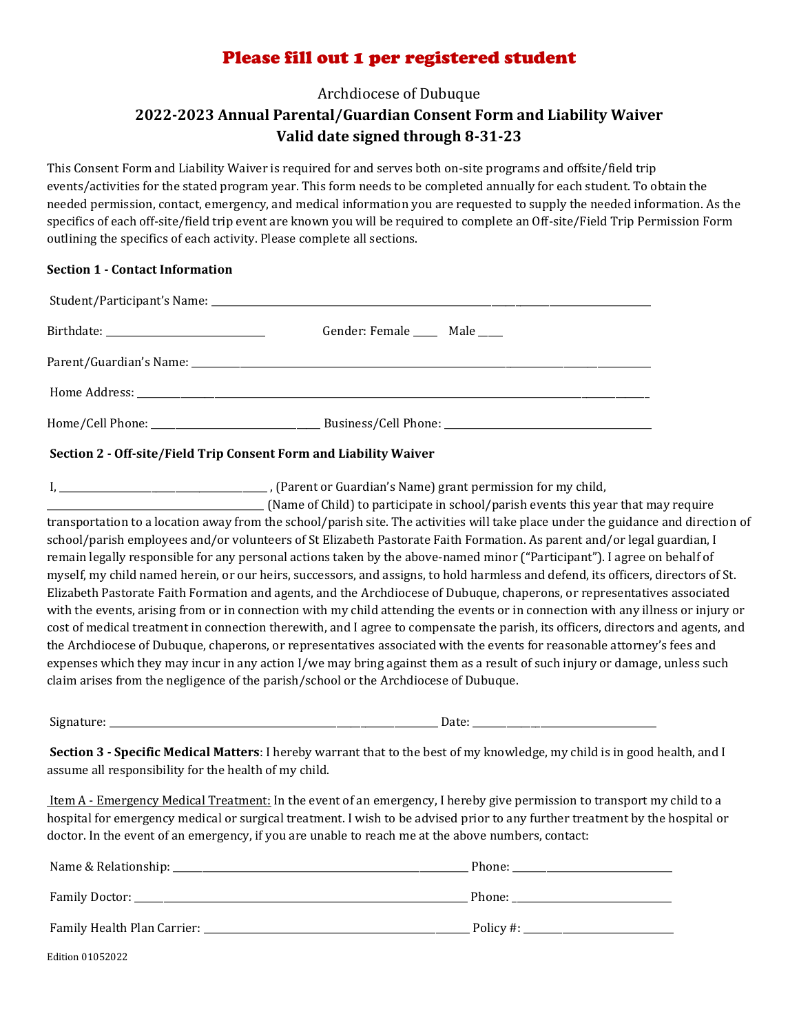# Please fill out 1 per registered student

Archdiocese of Dubuque

**2022-2023 Annual Parental/Guardian Consent Form and Liability Waiver**
**Valid date signed through 8-31-23**

This Consent Form and Liability Waiver is required for and serves both on-site programs and offsite/field trip events/activities for the stated program year. This form needs to be completed annually for each student. To obtain the needed permission, contact, emergency, and medical information you are requested to supply the needed information. As the specifics of each off-site/field trip event are known you will be required to complete an Off-site/Field Trip Permission Form outlining the specifics of each activity. Please complete all sections.

**Section 1 - Contact Information**

Student/Participant's Name: ______________________________________________

Birthdate: ____________________ Gender: Female ____ Male ____

Parent/Guardian's Name: ______________________________________________

Home Address: ______________________________________________

Home/Cell Phone: ____________________ Business/Cell Phone: ____________________

**Section 2 - Off-site/Field Trip Consent Form and Liability Waiver**

I, ______________________, (Parent or Guardian's Name) grant permission for my child, ______________________ (Name of Child) to participate in school/parish events this year that may require transportation to a location away from the school/parish site. The activities will take place under the guidance and direction of school/parish employees and/or volunteers of St Elizabeth Pastorate Faith Formation. As parent and/or legal guardian, I remain legally responsible for any personal actions taken by the above-named minor ("Participant"). I agree on behalf of myself, my child named herein, or our heirs, successors, and assigns, to hold harmless and defend, its officers, directors of St. Elizabeth Pastorate Faith Formation and agents, and the Archdiocese of Dubuque, chaperons, or representatives associated with the events, arising from or in connection with my child attending the events or in connection with any illness or injury or cost of medical treatment in connection therewith, and I agree to compensate the parish, its officers, directors and agents, and the Archdiocese of Dubuque, chaperons, or representatives associated with the events for reasonable attorney's fees and expenses which they may incur in any action I/we may bring against them as a result of such injury or damage, unless such claim arises from the negligence of the parish/school or the Archdiocese of Dubuque.

Signature: ______________________________ Date: ____________________

**Section 3 - Specific Medical Matters**: I hereby warrant that to the best of my knowledge, my child is in good health, and I assume all responsibility for the health of my child.

Item A - Emergency Medical Treatment: In the event of an emergency, I hereby give permission to transport my child to a hospital for emergency medical or surgical treatment. I wish to be advised prior to any further treatment by the hospital or doctor. In the event of an emergency, if you are unable to reach me at the above numbers, contact:

Name & Relationship: ______________________________ Phone: ____________________

Family Doctor: ______________________________ Phone: ____________________

Family Health Plan Carrier: ______________________________ Policy #: ____________________

Edition 01052022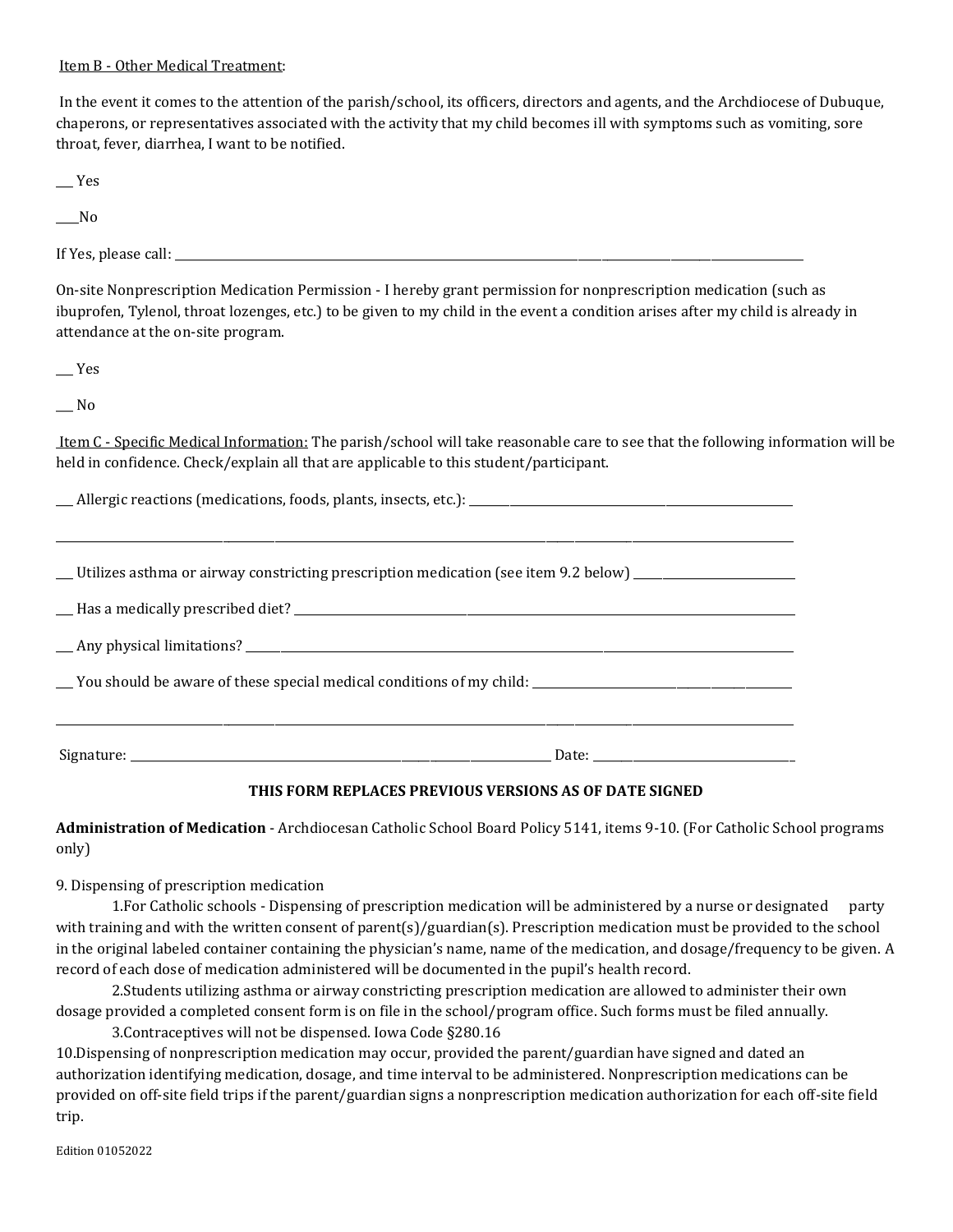Item B - Other Medical Treatment:

In the event it comes to the attention of the parish/school, its officers, directors and agents, and the Archdiocese of Dubuque, chaperons, or representatives associated with the activity that my child becomes ill with symptoms such as vomiting, sore throat, fever, diarrhea, I want to be notified.

___ Yes

____No

If Yes, please call: ______________________________________________________________________________

On-site Nonprescription Medication Permission - I hereby grant permission for nonprescription medication (such as ibuprofen, Tylenol, throat lozenges, etc.) to be given to my child in the event a condition arises after my child is already in attendance at the on-site program.

___ Yes

___ No

Item C - Specific Medical Information: The parish/school will take reasonable care to see that the following information will be held in confidence. Check/explain all that are applicable to this student/participant.

___ Allergic reactions (medications, foods, plants, insects, etc.): ________________________________________

______________________________________________________________________________________________

___ Utilizes asthma or airway constricting prescription medication (see item 9.2 below) ____________________

___ Has a medically prescribed diet? ______________________________________________________________

___ Any physical limitations? ____________________________________________________________________

___ You should be aware of these special medical conditions of my child: ______________________________

______________________________________________________________________________________________

Signature: ___________________________________________________________ Date: ___________________________

**THIS FORM REPLACES PREVIOUS VERSIONS AS OF DATE SIGNED**

**Administration of Medication** - Archdiocesan Catholic School Board Policy 5141, items 9-10. (For Catholic School programs only)

9. Dispensing of prescription medication

1.For Catholic schools - Dispensing of prescription medication will be administered by a nurse or designated party with training and with the written consent of parent(s)/guardian(s). Prescription medication must be provided to the school in the original labeled container containing the physician's name, name of the medication, and dosage/frequency to be given. A record of each dose of medication administered will be documented in the pupil's health record.

2.Students utilizing asthma or airway constricting prescription medication are allowed to administer their own dosage provided a completed consent form is on file in the school/program office. Such forms must be filed annually.

3.Contraceptives will not be dispensed. Iowa Code §280.16

10.Dispensing of nonprescription medication may occur, provided the parent/guardian have signed and dated an authorization identifying medication, dosage, and time interval to be administered. Nonprescription medications can be provided on off-site field trips if the parent/guardian signs a nonprescription medication authorization for each off-site field trip.

Edition 01052022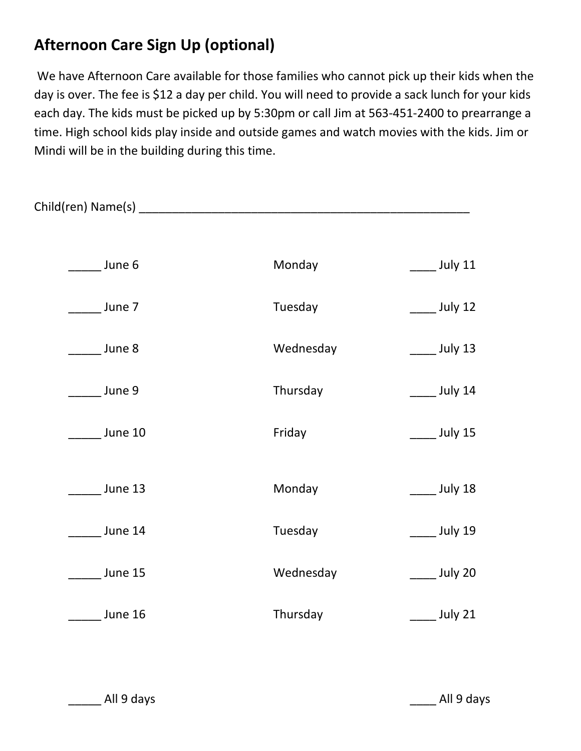## Afternoon Care Sign Up (optional)

We have Afternoon Care available for those families who cannot pick up their kids when the day is over. The fee is $12 a day per child. You will need to provide a sack lunch for your kids each day. The kids must be picked up by 5:30pm or call Jim at 563-451-2400 to prearrange a time. High school kids play inside and outside games and watch movies with the kids. Jim or Mindi will be in the building during this time.

Child(ren) Name(s) _____________________________________________________

| | | |
|---|---|---|
| _____ June 6 | Monday | ____ July 11 |
| _____ June 7 | Tuesday | ____ July 12 |
| _____ June 8 | Wednesday | ____ July 13 |
| _____ June 9 | Thursday | ____ July 14 |
| _____ June 10 | Friday | ____ July 15 |
| _____ June 13 | Monday | ____ July 18 |
| _____ June 14 | Tuesday | ____ July 19 |
| _____ June 15 | Wednesday | ____ July 20 |
| _____ June 16 | Thursday | ____ July 21 |
| _____ All 9 days | | ____ All 9 days |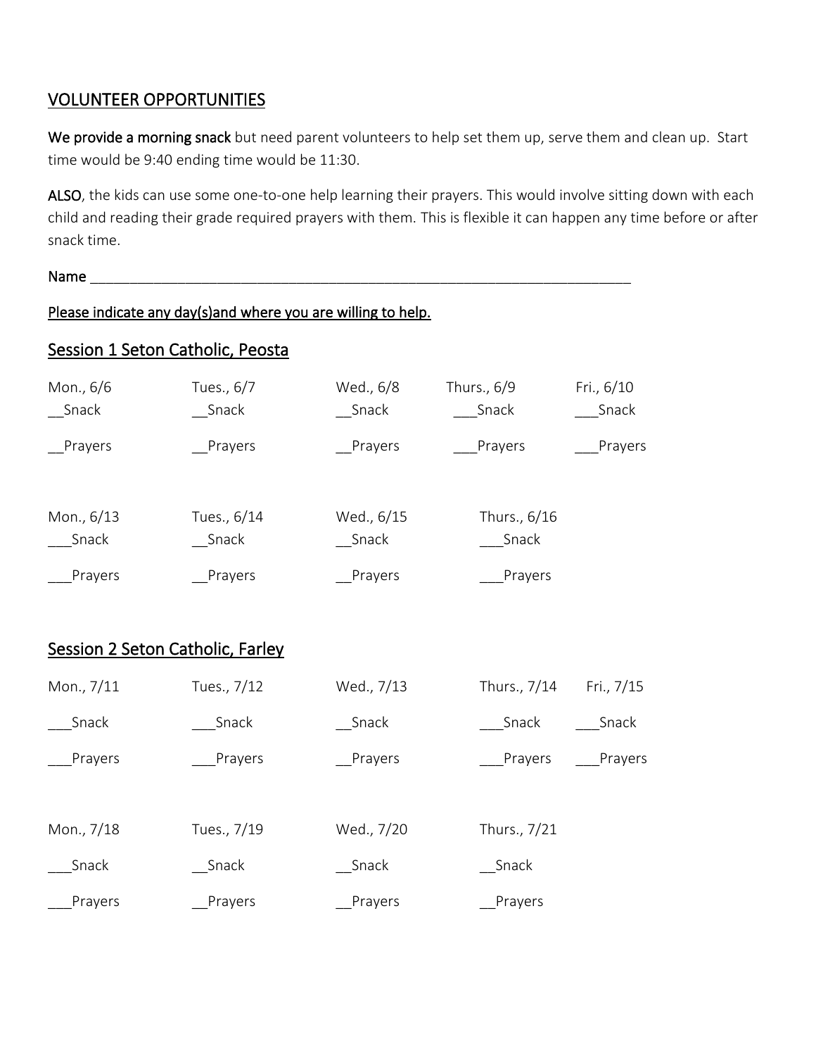## VOLUNTEER OPPORTUNITIES

**We provide a morning snack** but need parent volunteers to help set them up, serve them and clean up. Start time would be 9:40 ending time would be 11:30.

**ALSO**, the kids can use some one-to-one help learning their prayers. This would involve sitting down with each child and reading their grade required prayers with them. This is flexible it can happen any time before or after snack time.

Name ______________________________________________________________________

Please indicate any day(s)and where you are willing to help.

### Session 1 Seton Catholic, Peosta

| | | | | |
|---|---|---|---|---|
| Mon., 6/6 | Tues., 6/7 | Wed., 6/8 | Thurs., 6/9 | Fri., 6/10 |
| __Snack | __Snack | __Snack | ___Snack | ___Snack |
| __Prayers | __Prayers | __Prayers | ___Prayers | ___Prayers |

| | | | |
|---|---|---|---|
| Mon., 6/13 | Tues., 6/14 | Wed., 6/15 | Thurs., 6/16 |
| ___Snack | __Snack | __Snack | ___Snack |
| ___Prayers | __Prayers | __Prayers | ___Prayers |

### Session 2 Seton Catholic, Farley

| | | | | |
|---|---|---|---|---|
| Mon., 7/11 | Tues., 7/12 | Wed., 7/13 | Thurs., 7/14 | Fri., 7/15 |
| ___Snack | ___Snack | __Snack | ___Snack | ___Snack |
| ___Prayers | ___Prayers | __Prayers | ___Prayers | ___Prayers |

| | | | |
|---|---|---|---|
| Mon., 7/18 | Tues., 7/19 | Wed., 7/20 | Thurs., 7/21 |
| ___Snack | __Snack | __Snack | __Snack |
| ___Prayers | __Prayers | __Prayers | __Prayers |